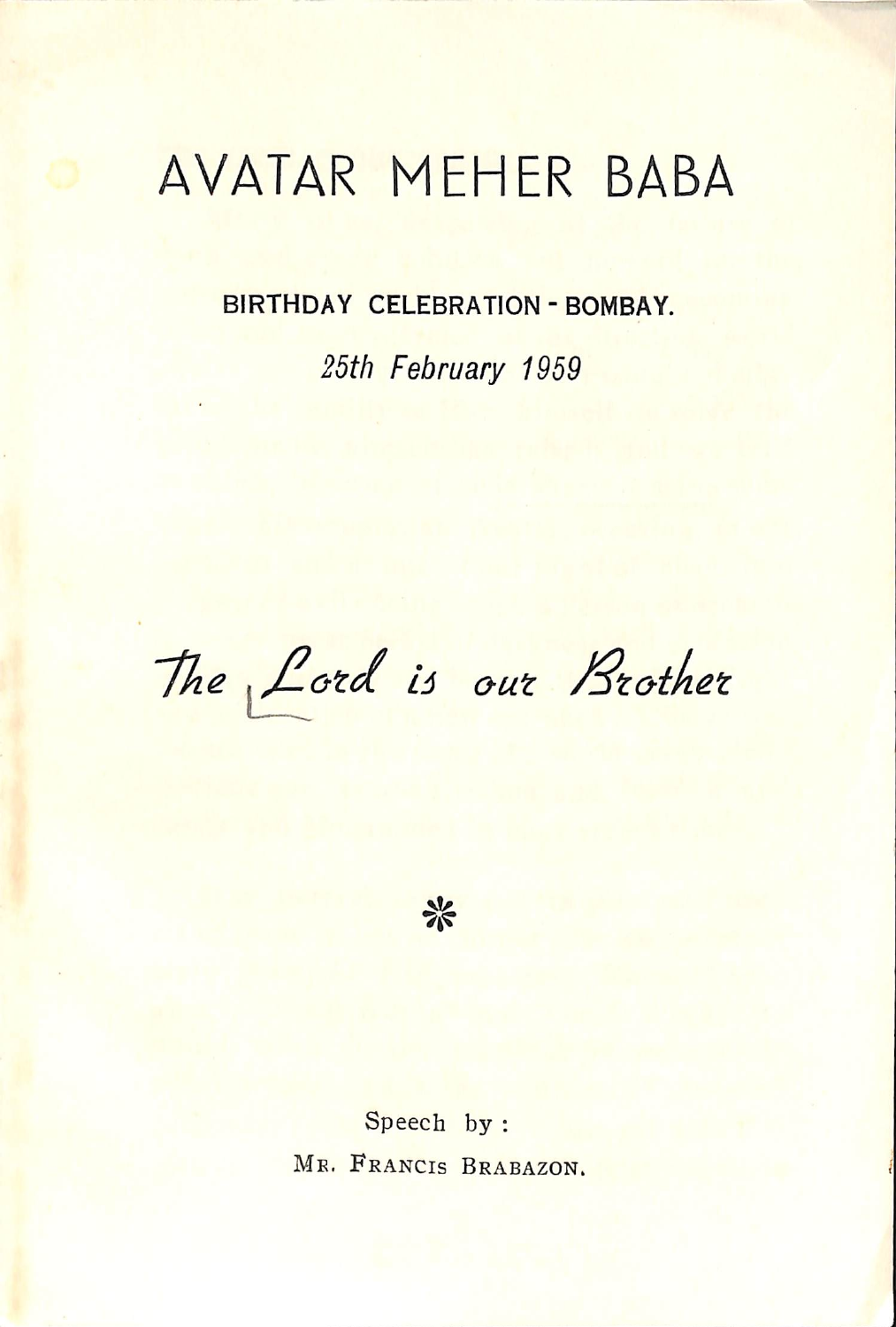# AVATAR MEHER BABA

**BIRTHDAY CELEBRATION - BOMBAY.**

*25th February 1959*

## *The Lord is our Brother*

*

Speech by :

MR. FRANCIS BRABAZON.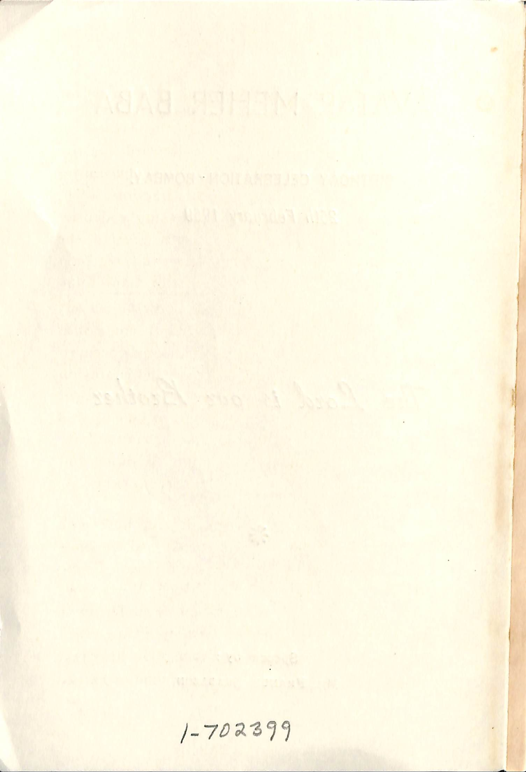1-702399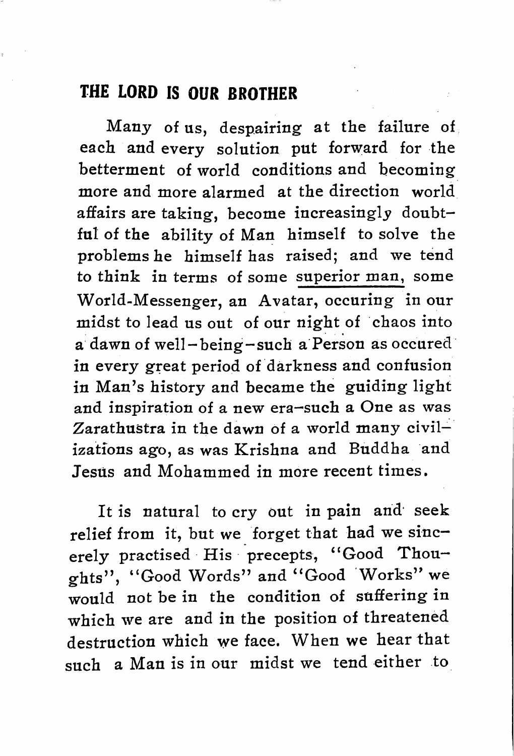## THE LORD IS OUR BROTHER

Many of us, despairing at the failure of each and every solution put forward for the betterment of world conditions and becoming more and more alarmed at the direction world affairs are taking, become increasingly doubtful of the ability of Man himself to solve the problems he himself has raised; and we tend to think in terms of some <u>superior man</u>, some World-Messenger, an Avatar, occuring in our midst to lead us out of our night of chaos into a dawn of well-being–such a Person as occured in every great period of darkness and confusion in Man's history and became the guiding light and inspiration of a new era–such a One as was Zarathustra in the dawn of a world many civilizations ago, as was Krishna and Buddha and Jesus and Mohammed in more recent times.

It is natural to cry out in pain and seek relief from it, but we forget that had we sincerely practised His precepts, "Good Thoughts", "Good Words" and "Good Works" we would not be in the condition of suffering in which we are and in the position of threatened destruction which we face. When we hear that such a Man is in our midst we tend either to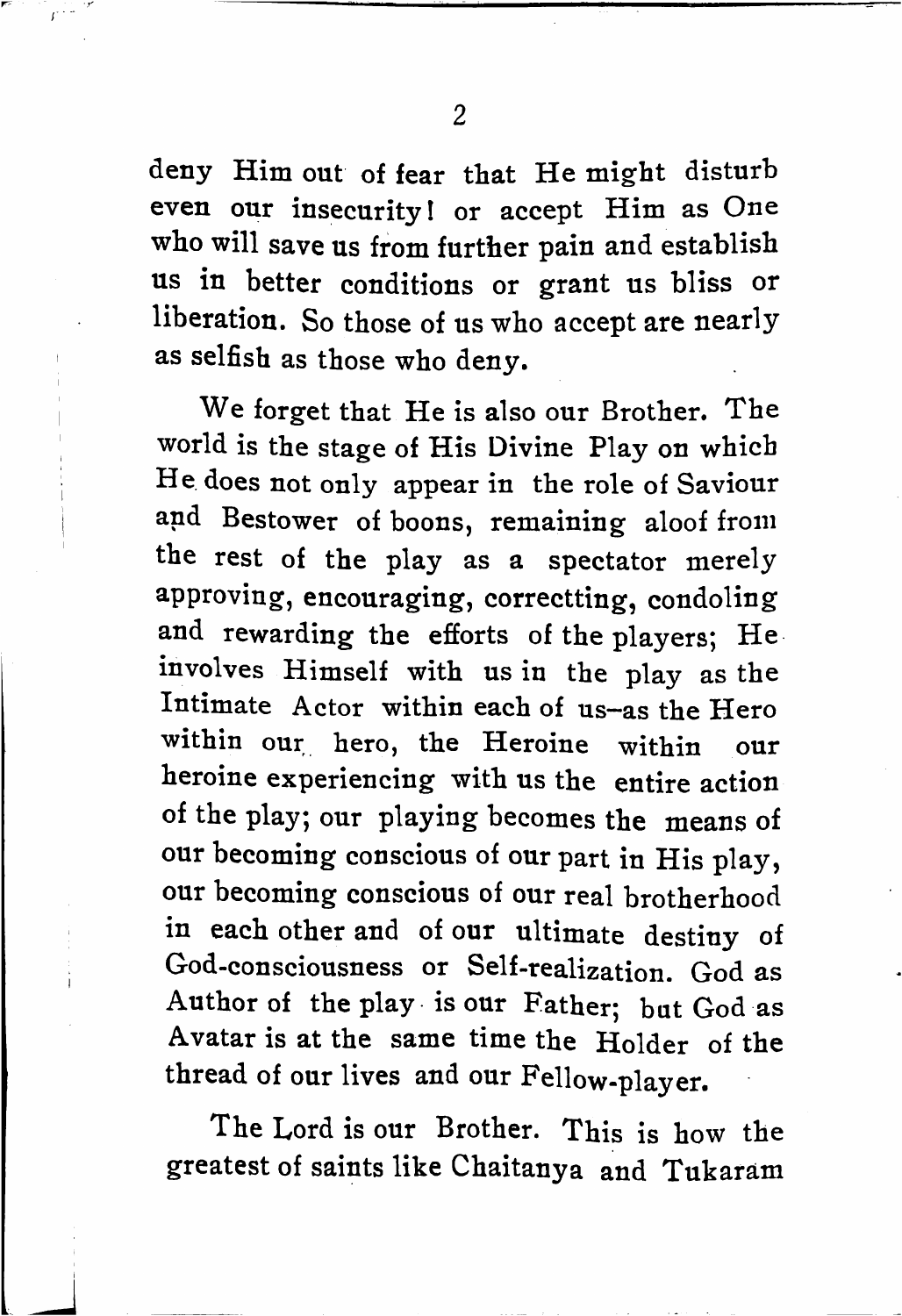deny Him out of fear that He might disturb even our insecurity! or accept Him as One who will save us from further pain and establish us in better conditions or grant us bliss or liberation. So those of us who accept are nearly as selfish as those who deny.

We forget that He is also our Brother. The world is the stage of His Divine Play on which He does not only appear in the role of Saviour and Bestower of boons, remaining aloof from the rest of the play as a spectator merely approving, encouraging, correctting, condoling and rewarding the efforts of the players; He involves Himself with us in the play as the Intimate Actor within each of us–as the Hero within our hero, the Heroine within our heroine experiencing with us the entire action of the play; our playing becomes the means of our becoming conscious of our part in His play, our becoming conscious of our real brotherhood in each other and of our ultimate destiny of God-consciousness or Self-realization. God as Author of the play is our Father; but God as Avatar is at the same time the Holder of the thread of our lives and our Fellow-player.

The Lord is our Brother. This is how the greatest of saints like Chaitanya and Tukaram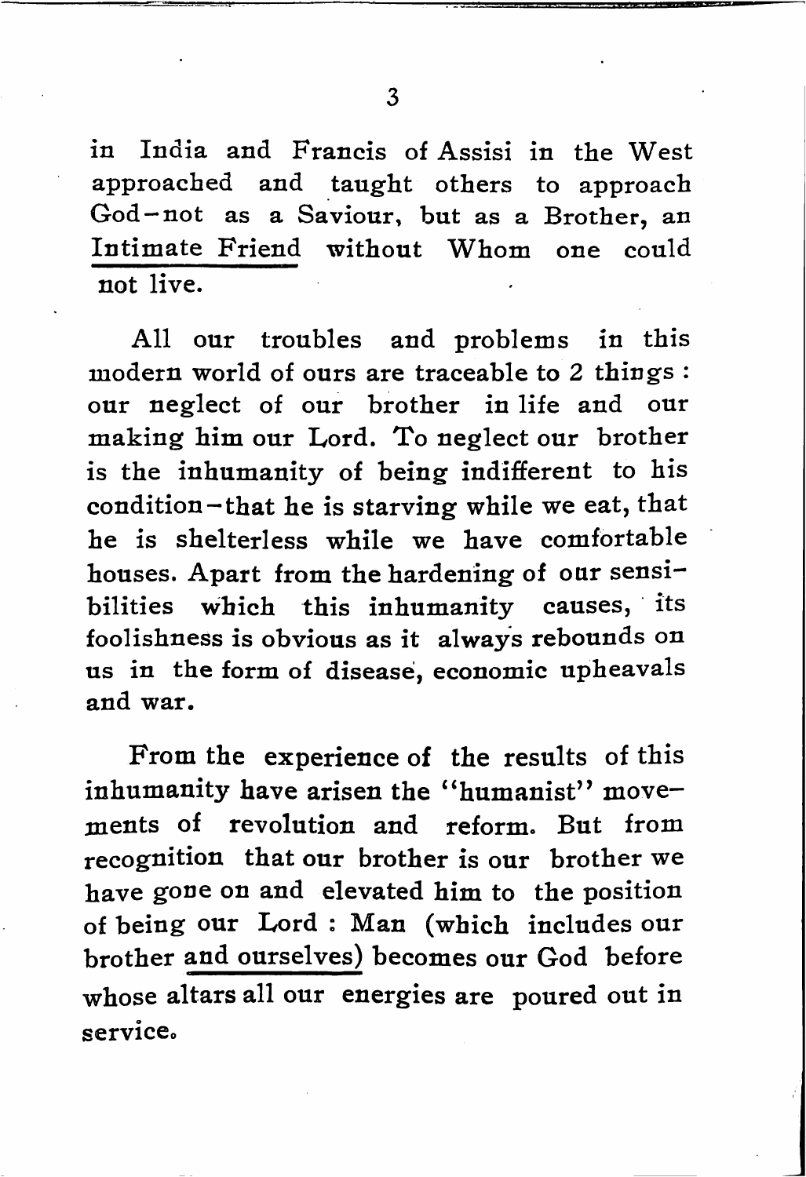in India and Francis of Assisi in the West approached and taught others to approach God–not as a Saviour, but as a Brother, an Intimate Friend without Whom one could not live.

All our troubles and problems in this modern world of ours are traceable to 2 things : our neglect of our brother in life and our making him our Lord. To neglect our brother is the inhumanity of being indifferent to his condition–that he is starving while we eat, that he is shelterless while we have comfortable houses. Apart from the hardening of our sensibilities which this inhumanity causes, its foolishness is obvious as it always rebounds on us in the form of disease, economic upheavals and war.

From the experience of the results of this inhumanity have arisen the "humanist" movements of revolution and reform. But from recognition that our brother is our brother we have gone on and elevated him to the position of being our Lord : Man (which includes our brother and ourselves) becomes our God before whose altars all our energies are poured out in service.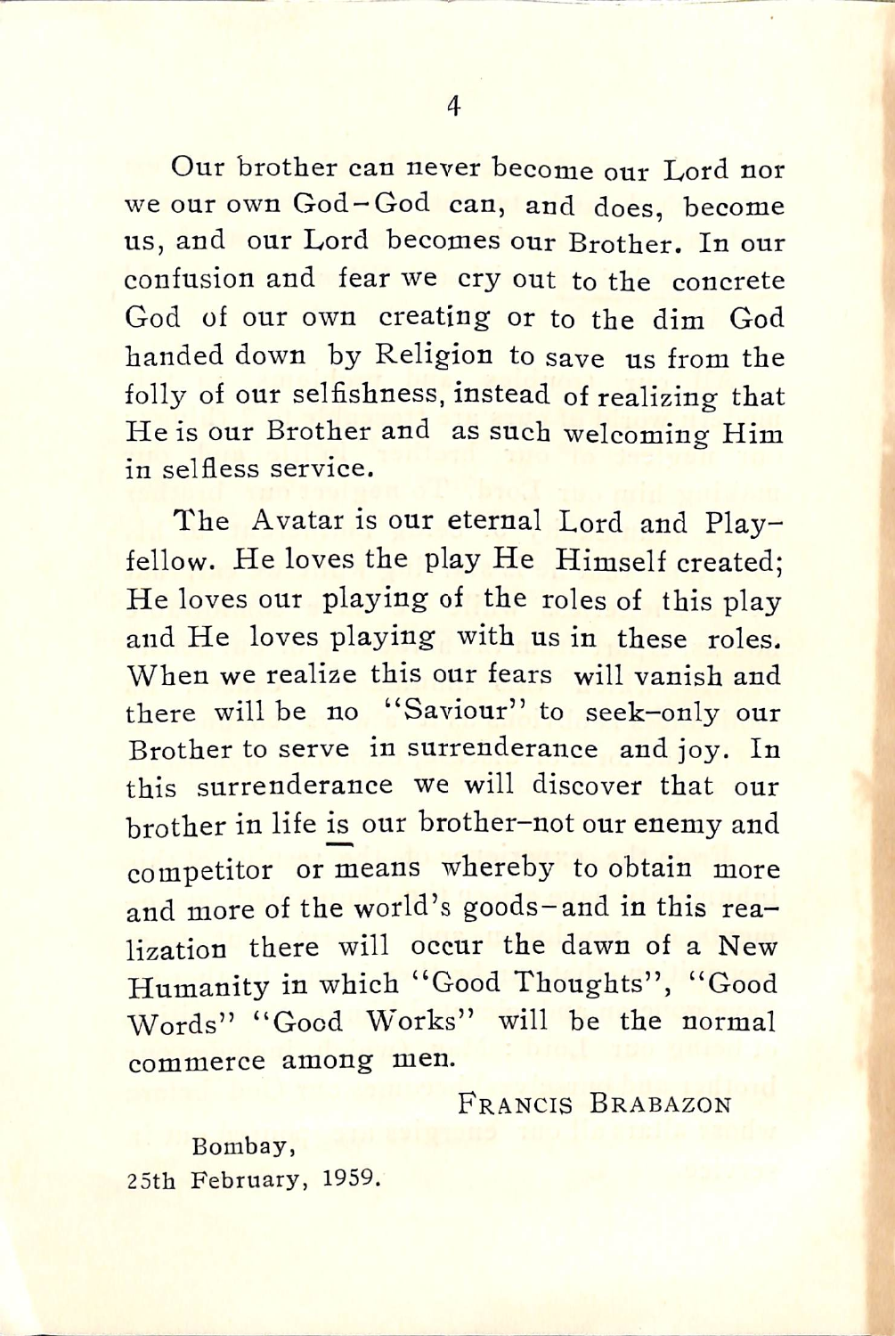Our brother can never become our Lord nor we our own God–God can, and does, become us, and our Lord becomes our Brother. In our confusion and fear we cry out to the concrete God of our own creating or to the dim God handed down by Religion to save us from the folly of our selfishness, instead of realizing that He is our Brother and as such welcoming Him in selfless service.

The Avatar is our eternal Lord and Playfellow. He loves the play He Himself created; He loves our playing of the roles of this play and He loves playing with us in these roles. When we realize this our fears will vanish and there will be no "Saviour" to seek–only our Brother to serve in surrenderance and joy. In this surrenderance we will discover that our brother in life <u>is</u> our brother–not our enemy and competitor or means whereby to obtain more and more of the world's goods–and in this realization there will occur the dawn of a New Humanity in which "Good Thoughts", "Good Words" "Good Works" will be the normal commerce among men.

FRANCIS BRABAZON

Bombay,
25th February, 1959.